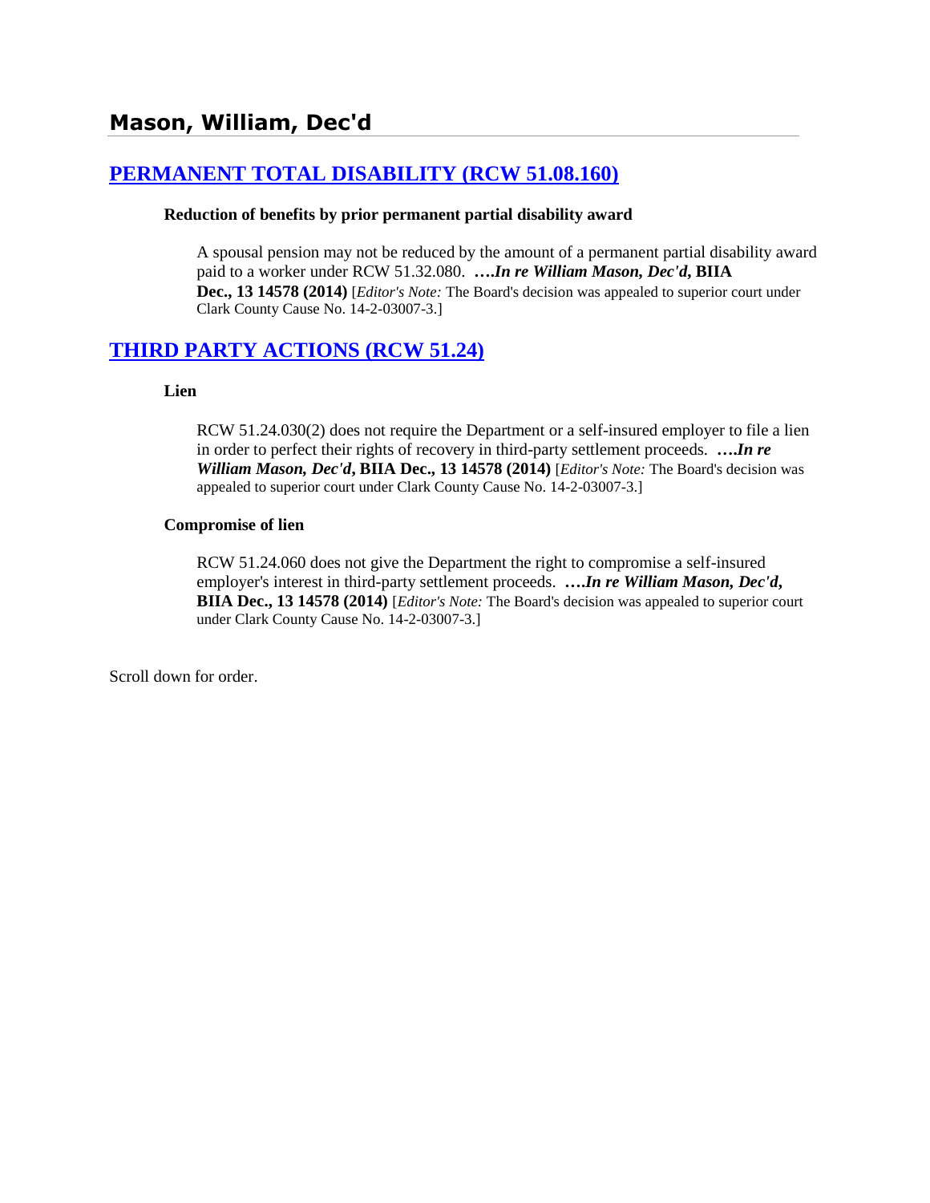# Mason, William, Dec'd

## PERMANENT TOTAL DISABILITY (RCW 51.08.160)

### Reduction of benefits by prior permanent partial disability award

A spousal pension may not be reduced by the amount of a permanent partial disability award paid to a worker under RCW 51.32.080. ****….In re William Mason, Dec'd*, BIIA Dec., 13 14578 (2014)** [*Editor's Note:* The Board's decision was appealed to superior court under Clark County Cause No. 14-2-03007-3.]

## THIRD PARTY ACTIONS (RCW 51.24)

### Lien

RCW 51.24.030(2) does not require the Department or a self-insured employer to file a lien in order to perfect their rights of recovery in third-party settlement proceeds. ****….In re William Mason, Dec'd*, BIIA Dec., 13 14578 (2014)** [*Editor's Note:* The Board's decision was appealed to superior court under Clark County Cause No. 14-2-03007-3.]

### Compromise of lien

RCW 51.24.060 does not give the Department the right to compromise a self-insured employer's interest in third-party settlement proceeds. ****….In re William Mason, Dec'd*, BIIA Dec., 13 14578 (2014)** [*Editor's Note:* The Board's decision was appealed to superior court under Clark County Cause No. 14-2-03007-3.]

Scroll down for order.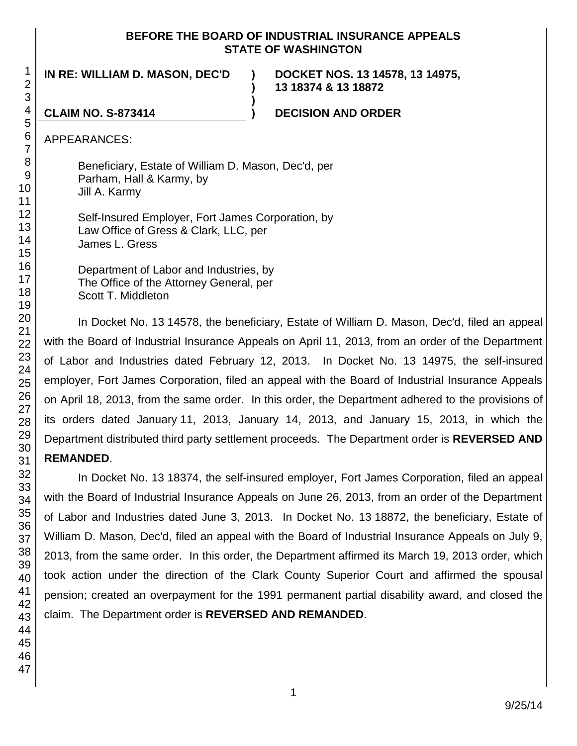**BEFORE THE BOARD OF INDUSTRIAL INSURANCE APPEALS**
**STATE OF WASHINGTON**

| | | |
|---|---|---|
| **IN RE: WILLIAM D. MASON, DEC'D** | **)** | **DOCKET NOS. 13 14578, 13 14975, 13 18374 & 13 18872** |
| | **)** | |
| **CLAIM NO. S-873414** | **)** | **DECISION AND ORDER** |

APPEARANCES:

Beneficiary, Estate of William D. Mason, Dec'd, per
Parham, Hall & Karmy, by
Jill A. Karmy

Self-Insured Employer, Fort James Corporation, by
Law Office of Gress & Clark, LLC, per
James L. Gress

Department of Labor and Industries, by
The Office of the Attorney General, per
Scott T. Middleton

In Docket No. 13 14578, the beneficiary, Estate of William D. Mason, Dec'd, filed an appeal with the Board of Industrial Insurance Appeals on April 11, 2013, from an order of the Department of Labor and Industries dated February 12, 2013. In Docket No. 13 14975, the self-insured employer, Fort James Corporation, filed an appeal with the Board of Industrial Insurance Appeals on April 18, 2013, from the same order. In this order, the Department adhered to the provisions of its orders dated January 11, 2013, January 14, 2013, and January 15, 2013, in which the Department distributed third party settlement proceeds. The Department order is **REVERSED AND REMANDED**.

In Docket No. 13 18374, the self-insured employer, Fort James Corporation, filed an appeal with the Board of Industrial Insurance Appeals on June 26, 2013, from an order of the Department of Labor and Industries dated June 3, 2013. In Docket No. 13 18872, the beneficiary, Estate of William D. Mason, Dec'd, filed an appeal with the Board of Industrial Insurance Appeals on July 9, 2013, from the same order. In this order, the Department affirmed its March 19, 2013 order, which took action under the direction of the Clark County Superior Court and affirmed the spousal pension; created an overpayment for the 1991 permanent partial disability award, and closed the claim. The Department order is **REVERSED AND REMANDED**.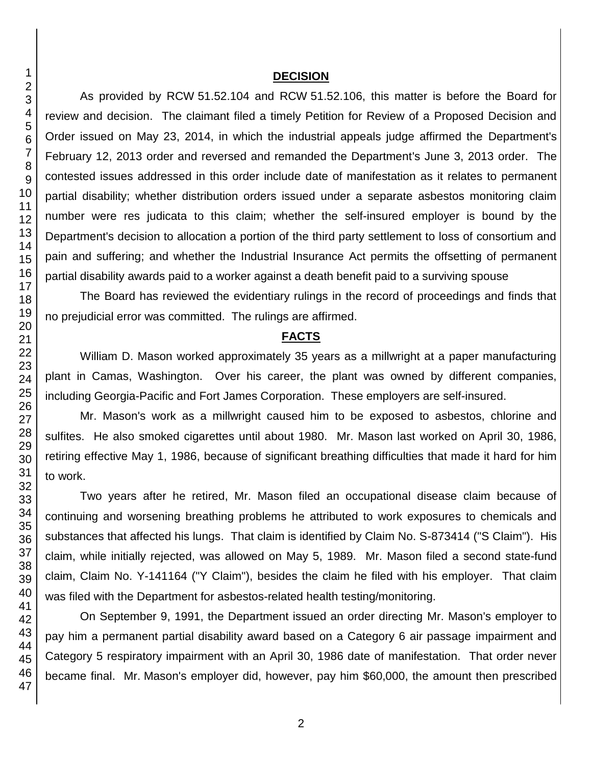## DECISION

As provided by RCW 51.52.104 and RCW 51.52.106, this matter is before the Board for review and decision. The claimant filed a timely Petition for Review of a Proposed Decision and Order issued on May 23, 2014, in which the industrial appeals judge affirmed the Department's February 12, 2013 order and reversed and remanded the Department's June 3, 2013 order. The contested issues addressed in this order include date of manifestation as it relates to permanent partial disability; whether distribution orders issued under a separate asbestos monitoring claim number were res judicata to this claim; whether the self-insured employer is bound by the Department's decision to allocation a portion of the third party settlement to loss of consortium and pain and suffering; and whether the Industrial Insurance Act permits the offsetting of permanent partial disability awards paid to a worker against a death benefit paid to a surviving spouse

The Board has reviewed the evidentiary rulings in the record of proceedings and finds that no prejudicial error was committed. The rulings are affirmed.

## FACTS

William D. Mason worked approximately 35 years as a millwright at a paper manufacturing plant in Camas, Washington. Over his career, the plant was owned by different companies, including Georgia-Pacific and Fort James Corporation. These employers are self-insured.

Mr. Mason's work as a millwright caused him to be exposed to asbestos, chlorine and sulfites. He also smoked cigarettes until about 1980. Mr. Mason last worked on April 30, 1986, retiring effective May 1, 1986, because of significant breathing difficulties that made it hard for him to work.

Two years after he retired, Mr. Mason filed an occupational disease claim because of continuing and worsening breathing problems he attributed to work exposures to chemicals and substances that affected his lungs. That claim is identified by Claim No. S-873414 ("S Claim"). His claim, while initially rejected, was allowed on May 5, 1989. Mr. Mason filed a second state-fund claim, Claim No. Y-141164 ("Y Claim"), besides the claim he filed with his employer. That claim was filed with the Department for asbestos-related health testing/monitoring.

On September 9, 1991, the Department issued an order directing Mr. Mason's employer to pay him a permanent partial disability award based on a Category 6 air passage impairment and Category 5 respiratory impairment with an April 30, 1986 date of manifestation. That order never became final. Mr. Mason's employer did, however, pay him $60,000, the amount then prescribed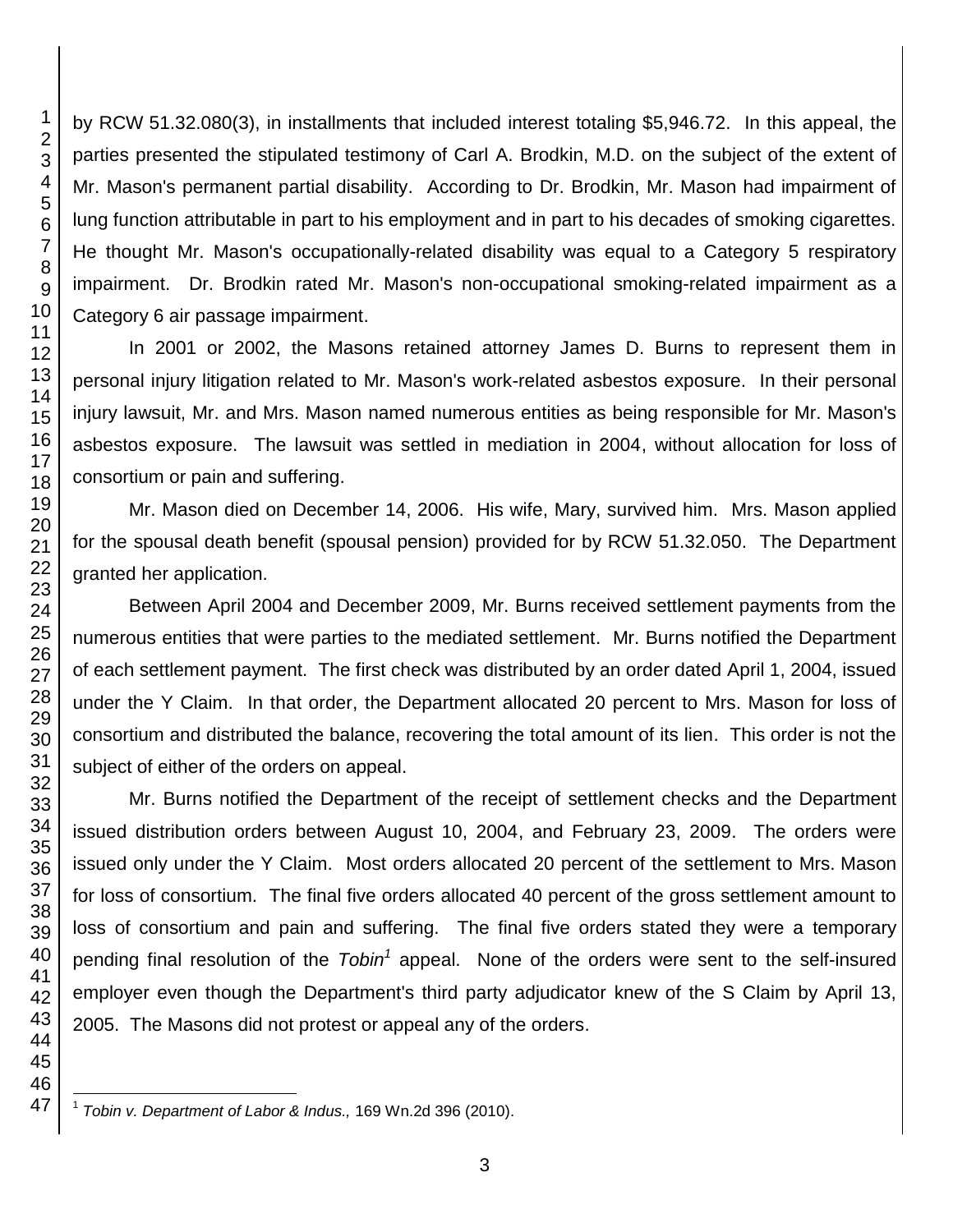by RCW 51.32.080(3), in installments that included interest totaling $5,946.72. In this appeal, the parties presented the stipulated testimony of Carl A. Brodkin, M.D. on the subject of the extent of Mr. Mason's permanent partial disability. According to Dr. Brodkin, Mr. Mason had impairment of lung function attributable in part to his employment and in part to his decades of smoking cigarettes. He thought Mr. Mason's occupationally-related disability was equal to a Category 5 respiratory impairment. Dr. Brodkin rated Mr. Mason's non-occupational smoking-related impairment as a Category 6 air passage impairment.

In 2001 or 2002, the Masons retained attorney James D. Burns to represent them in personal injury litigation related to Mr. Mason's work-related asbestos exposure. In their personal injury lawsuit, Mr. and Mrs. Mason named numerous entities as being responsible for Mr. Mason's asbestos exposure. The lawsuit was settled in mediation in 2004, without allocation for loss of consortium or pain and suffering.

Mr. Mason died on December 14, 2006. His wife, Mary, survived him. Mrs. Mason applied for the spousal death benefit (spousal pension) provided for by RCW 51.32.050. The Department granted her application.

Between April 2004 and December 2009, Mr. Burns received settlement payments from the numerous entities that were parties to the mediated settlement. Mr. Burns notified the Department of each settlement payment. The first check was distributed by an order dated April 1, 2004, issued under the Y Claim. In that order, the Department allocated 20 percent to Mrs. Mason for loss of consortium and distributed the balance, recovering the total amount of its lien. This order is not the subject of either of the orders on appeal.

Mr. Burns notified the Department of the receipt of settlement checks and the Department issued distribution orders between August 10, 2004, and February 23, 2009. The orders were issued only under the Y Claim. Most orders allocated 20 percent of the settlement to Mrs. Mason for loss of consortium. The final five orders allocated 40 percent of the gross settlement amount to loss of consortium and pain and suffering. The final five orders stated they were a temporary pending final resolution of the *Tobin*[1] appeal. None of the orders were sent to the self-insured employer even though the Department's third party adjudicator knew of the S Claim by April 13, 2005. The Masons did not protest or appeal any of the orders.

---

[1] *Tobin v. Department of Labor & Indus.,* 169 Wn.2d 396 (2010).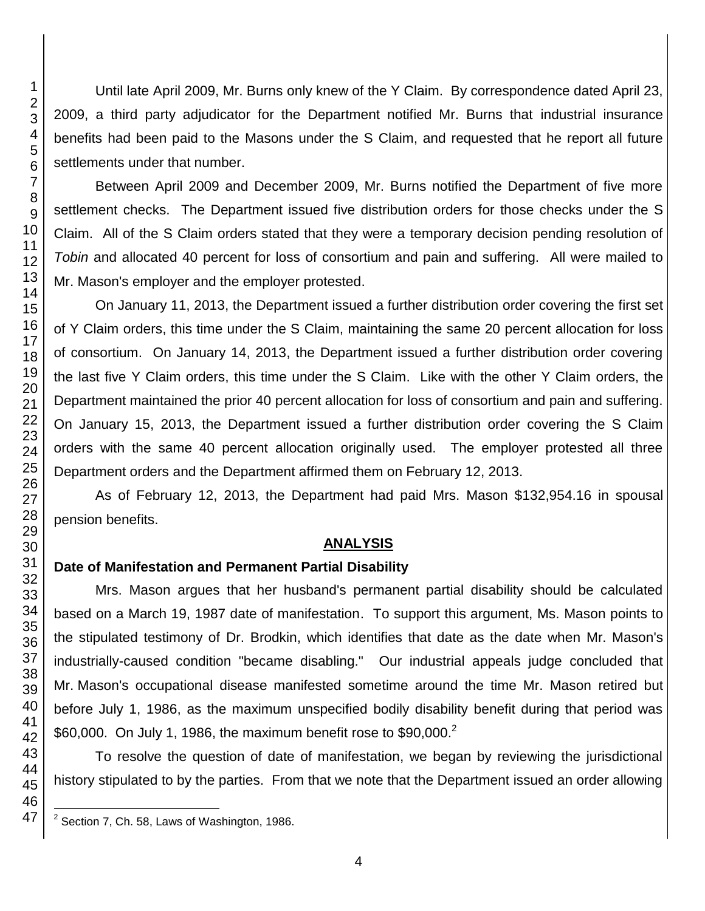Until late April 2009, Mr. Burns only knew of the Y Claim. By correspondence dated April 23, 2009, a third party adjudicator for the Department notified Mr. Burns that industrial insurance benefits had been paid to the Masons under the S Claim, and requested that he report all future settlements under that number.

Between April 2009 and December 2009, Mr. Burns notified the Department of five more settlement checks. The Department issued five distribution orders for those checks under the S Claim. All of the S Claim orders stated that they were a temporary decision pending resolution of *Tobin* and allocated 40 percent for loss of consortium and pain and suffering. All were mailed to Mr. Mason's employer and the employer protested.

On January 11, 2013, the Department issued a further distribution order covering the first set of Y Claim orders, this time under the S Claim, maintaining the same 20 percent allocation for loss of consortium. On January 14, 2013, the Department issued a further distribution order covering the last five Y Claim orders, this time under the S Claim. Like with the other Y Claim orders, the Department maintained the prior 40 percent allocation for loss of consortium and pain and suffering. On January 15, 2013, the Department issued a further distribution order covering the S Claim orders with the same 40 percent allocation originally used. The employer protested all three Department orders and the Department affirmed them on February 12, 2013.

As of February 12, 2013, the Department had paid Mrs. Mason $132,954.16 in spousal pension benefits.

## ANALYSIS

### Date of Manifestation and Permanent Partial Disability

Mrs. Mason argues that her husband's permanent partial disability should be calculated based on a March 19, 1987 date of manifestation. To support this argument, Ms. Mason points to the stipulated testimony of Dr. Brodkin, which identifies that date as the date when Mr. Mason's industrially-caused condition "became disabling." Our industrial appeals judge concluded that Mr. Mason's occupational disease manifested sometime around the time Mr. Mason retired but before July 1, 1986, as the maximum unspecified bodily disability benefit during that period was $60,000. On July 1, 1986, the maximum benefit rose to $90,000.[2]

To resolve the question of date of manifestation, we began by reviewing the jurisdictional history stipulated to by the parties. From that we note that the Department issued an order allowing

[2] Section 7, Ch. 58, Laws of Washington, 1986.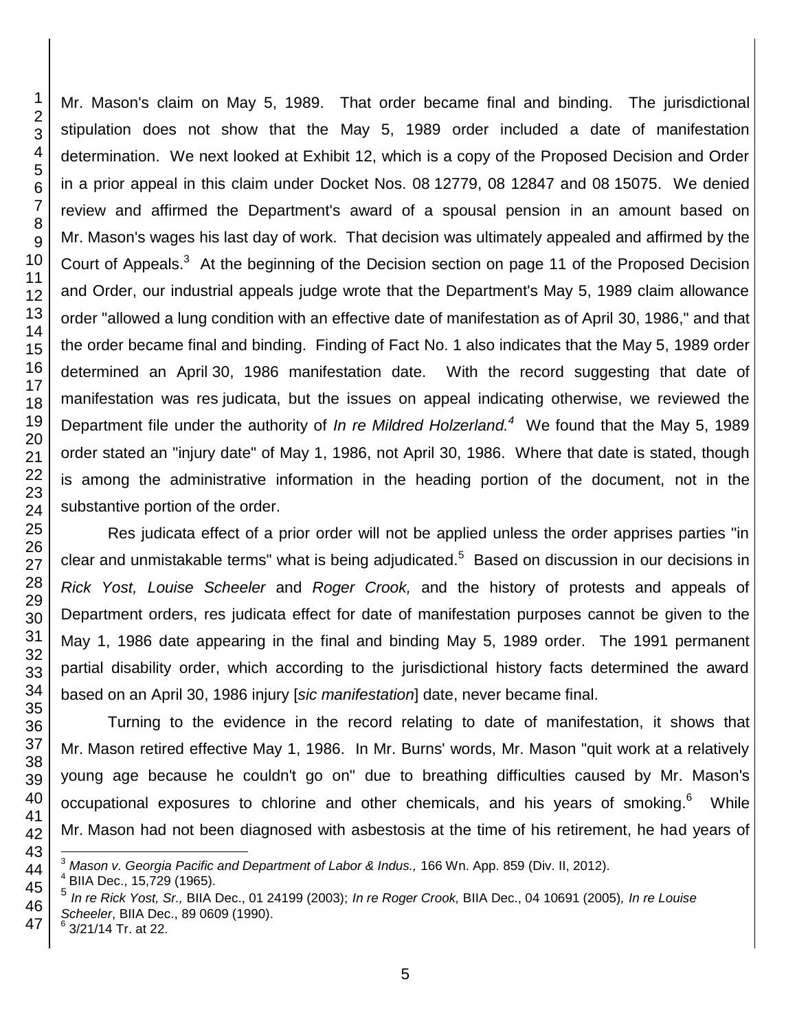Mr. Mason's claim on May 5, 1989. That order became final and binding. The jurisdictional stipulation does not show that the May 5, 1989 order included a date of manifestation determination. We next looked at Exhibit 12, which is a copy of the Proposed Decision and Order in a prior appeal in this claim under Docket Nos. 08 12779, 08 12847 and 08 15075. We denied review and affirmed the Department's award of a spousal pension in an amount based on Mr. Mason's wages his last day of work. That decision was ultimately appealed and affirmed by the Court of Appeals.[3] At the beginning of the Decision section on page 11 of the Proposed Decision and Order, our industrial appeals judge wrote that the Department's May 5, 1989 claim allowance order "allowed a lung condition with an effective date of manifestation as of April 30, 1986," and that the order became final and binding. Finding of Fact No. 1 also indicates that the May 5, 1989 order determined an April 30, 1986 manifestation date. With the record suggesting that date of manifestation was res judicata, but the issues on appeal indicating otherwise, we reviewed the Department file under the authority of *In re Mildred Holzerland.*[4] We found that the May 5, 1989 order stated an "injury date" of May 1, 1986, not April 30, 1986. Where that date is stated, though is among the administrative information in the heading portion of the document, not in the substantive portion of the order.

Res judicata effect of a prior order will not be applied unless the order apprises parties "in clear and unmistakable terms" what is being adjudicated.[5] Based on discussion in our decisions in *Rick Yost, Louise Scheeler* and *Roger Crook,* and the history of protests and appeals of Department orders, res judicata effect for date of manifestation purposes cannot be given to the May 1, 1986 date appearing in the final and binding May 5, 1989 order. The 1991 permanent partial disability order, which according to the jurisdictional history facts determined the award based on an April 30, 1986 injury [*sic manifestation*] date, never became final.

Turning to the evidence in the record relating to date of manifestation, it shows that Mr. Mason retired effective May 1, 1986. In Mr. Burns' words, Mr. Mason "quit work at a relatively young age because he couldn't go on" due to breathing difficulties caused by Mr. Mason's occupational exposures to chlorine and other chemicals, and his years of smoking.[6] While Mr. Mason had not been diagnosed with asbestosis at the time of his retirement, he had years of

---

[3] *Mason v. Georgia Pacific and Department of Labor & Indus.,* 166 Wn. App. 859 (Div. II, 2012).

[4] BIIA Dec., 15,729 (1965).

[5] *In re Rick Yost, Sr.,* BIIA Dec., 01 24199 (2003); *In re Roger Crook,* BIIA Dec., 04 10691 (2005)*, In re Louise Scheeler*, BIIA Dec., 89 0609 (1990).

[6] 3/21/14 Tr. at 22.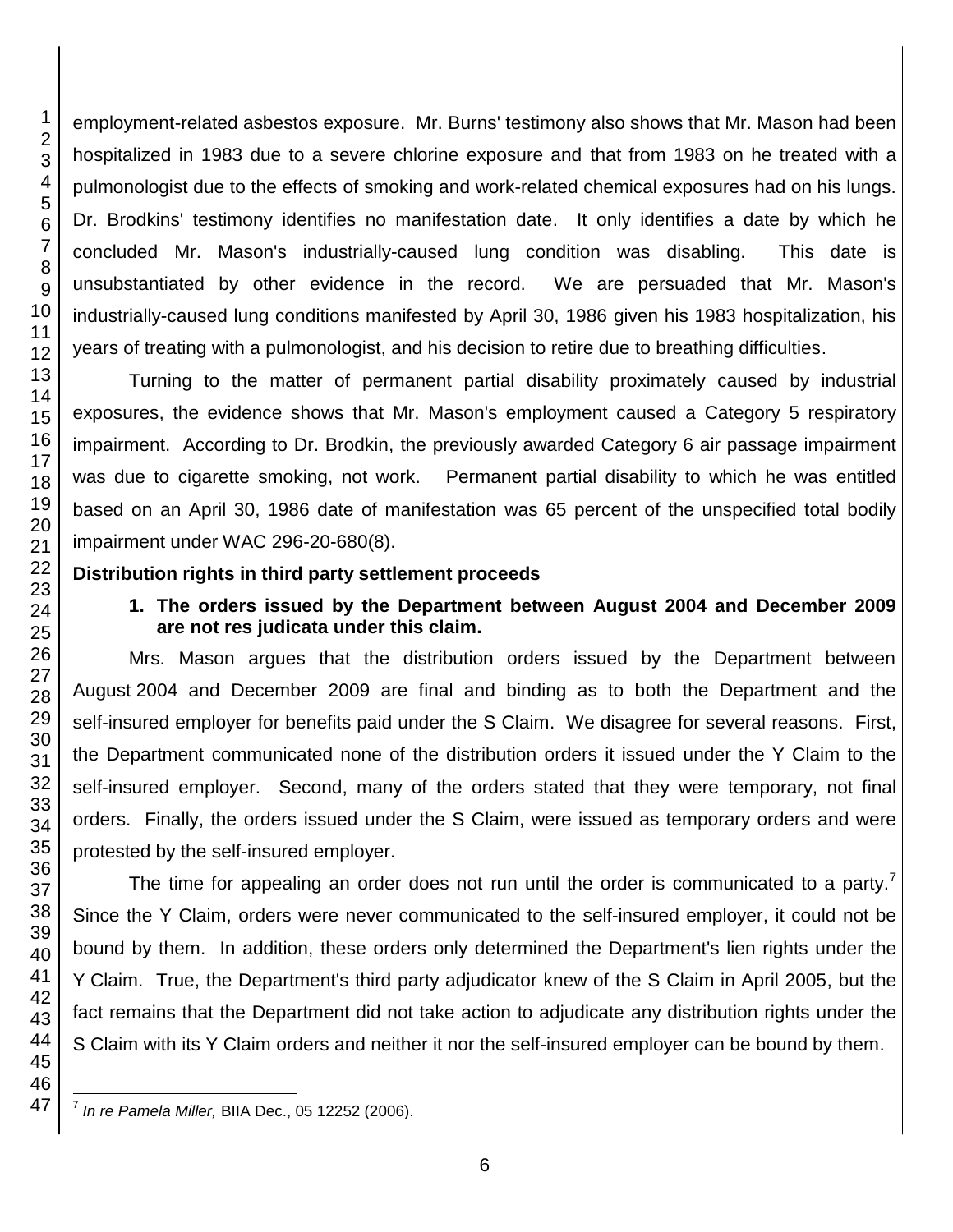employment-related asbestos exposure. Mr. Burns' testimony also shows that Mr. Mason had been hospitalized in 1983 due to a severe chlorine exposure and that from 1983 on he treated with a pulmonologist due to the effects of smoking and work-related chemical exposures had on his lungs. Dr. Brodkins' testimony identifies no manifestation date. It only identifies a date by which he concluded Mr. Mason's industrially-caused lung condition was disabling. This date is unsubstantiated by other evidence in the record. We are persuaded that Mr. Mason's industrially-caused lung conditions manifested by April 30, 1986 given his 1983 hospitalization, his years of treating with a pulmonologist, and his decision to retire due to breathing difficulties.

Turning to the matter of permanent partial disability proximately caused by industrial exposures, the evidence shows that Mr. Mason's employment caused a Category 5 respiratory impairment. According to Dr. Brodkin, the previously awarded Category 6 air passage impairment was due to cigarette smoking, not work. Permanent partial disability to which he was entitled based on an April 30, 1986 date of manifestation was 65 percent of the unspecified total bodily impairment under WAC 296-20-680(8).

**Distribution rights in third party settlement proceeds**

**1. The orders issued by the Department between August 2004 and December 2009 are not res judicata under this claim.**

Mrs. Mason argues that the distribution orders issued by the Department between August 2004 and December 2009 are final and binding as to both the Department and the self-insured employer for benefits paid under the S Claim. We disagree for several reasons. First, the Department communicated none of the distribution orders it issued under the Y Claim to the self-insured employer. Second, many of the orders stated that they were temporary, not final orders. Finally, the orders issued under the S Claim, were issued as temporary orders and were protested by the self-insured employer.

The time for appealing an order does not run until the order is communicated to a party.[7] Since the Y Claim, orders were never communicated to the self-insured employer, it could not be bound by them. In addition, these orders only determined the Department's lien rights under the Y Claim. True, the Department's third party adjudicator knew of the S Claim in April 2005, but the fact remains that the Department did not take action to adjudicate any distribution rights under the S Claim with its Y Claim orders and neither it nor the self-insured employer can be bound by them.

[7] *In re Pamela Miller,* BIIA Dec., 05 12252 (2006).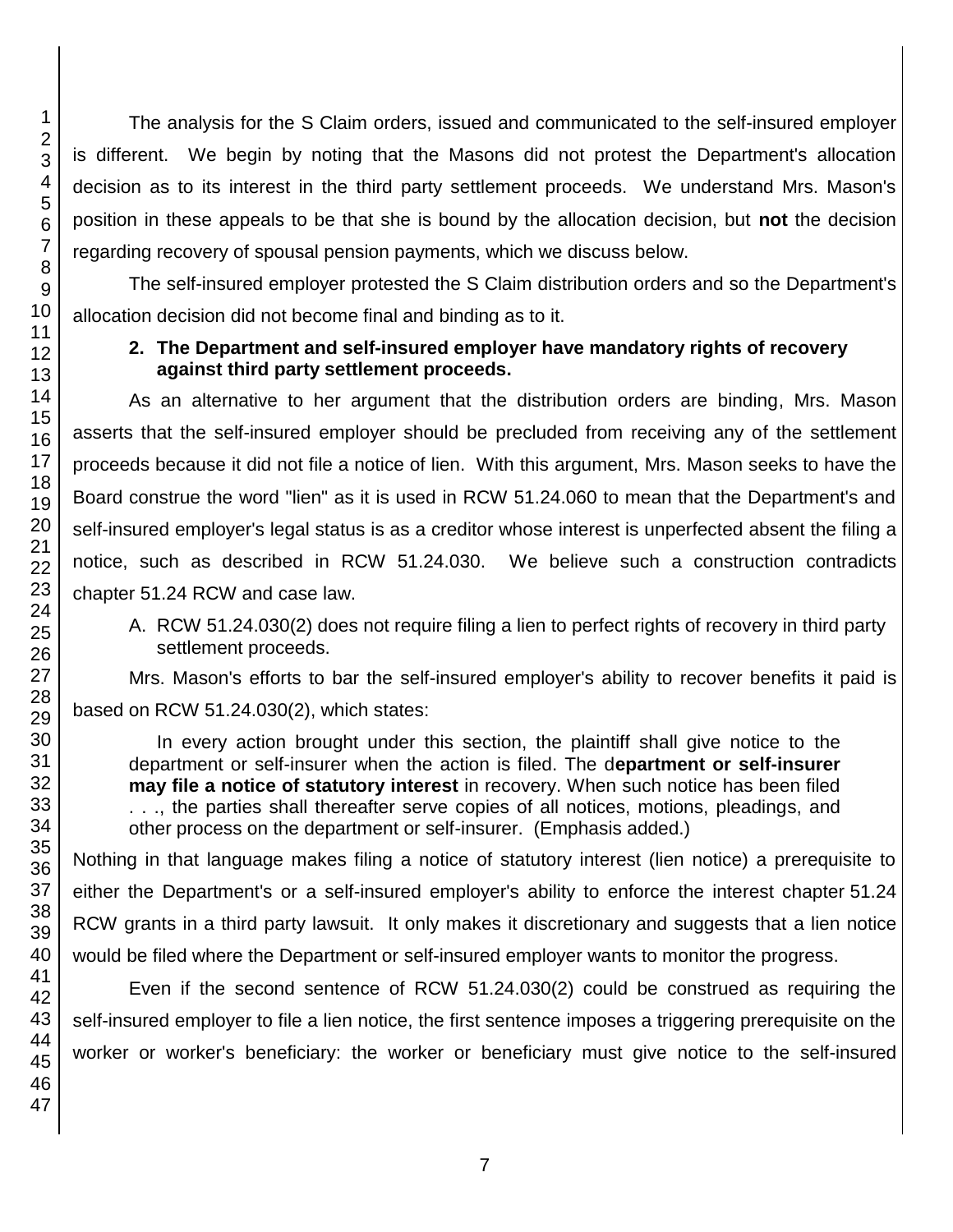The analysis for the S Claim orders, issued and communicated to the self-insured employer is different. We begin by noting that the Masons did not protest the Department's allocation decision as to its interest in the third party settlement proceeds. We understand Mrs. Mason's position in these appeals to be that she is bound by the allocation decision, but **not** the decision regarding recovery of spousal pension payments, which we discuss below.

The self-insured employer protested the S Claim distribution orders and so the Department's allocation decision did not become final and binding as to it.

**2. The Department and self-insured employer have mandatory rights of recovery against third party settlement proceeds.**

As an alternative to her argument that the distribution orders are binding, Mrs. Mason asserts that the self-insured employer should be precluded from receiving any of the settlement proceeds because it did not file a notice of lien. With this argument, Mrs. Mason seeks to have the Board construe the word "lien" as it is used in RCW 51.24.060 to mean that the Department's and self-insured employer's legal status is as a creditor whose interest is unperfected absent the filing a notice, such as described in RCW 51.24.030. We believe such a construction contradicts chapter 51.24 RCW and case law.

A. RCW 51.24.030(2) does not require filing a lien to perfect rights of recovery in third party settlement proceeds.

Mrs. Mason's efforts to bar the self-insured employer's ability to recover benefits it paid is based on RCW 51.24.030(2), which states:

> In every action brought under this section, the plaintiff shall give notice to the department or self-insurer when the action is filed. The d**epartment or self-insurer may file a notice of statutory interest** in recovery. When such notice has been filed . . ., the parties shall thereafter serve copies of all notices, motions, pleadings, and other process on the department or self-insurer. (Emphasis added.)

Nothing in that language makes filing a notice of statutory interest (lien notice) a prerequisite to either the Department's or a self-insured employer's ability to enforce the interest chapter 51.24 RCW grants in a third party lawsuit. It only makes it discretionary and suggests that a lien notice would be filed where the Department or self-insured employer wants to monitor the progress.

Even if the second sentence of RCW 51.24.030(2) could be construed as requiring the self-insured employer to file a lien notice, the first sentence imposes a triggering prerequisite on the worker or worker's beneficiary: the worker or beneficiary must give notice to the self-insured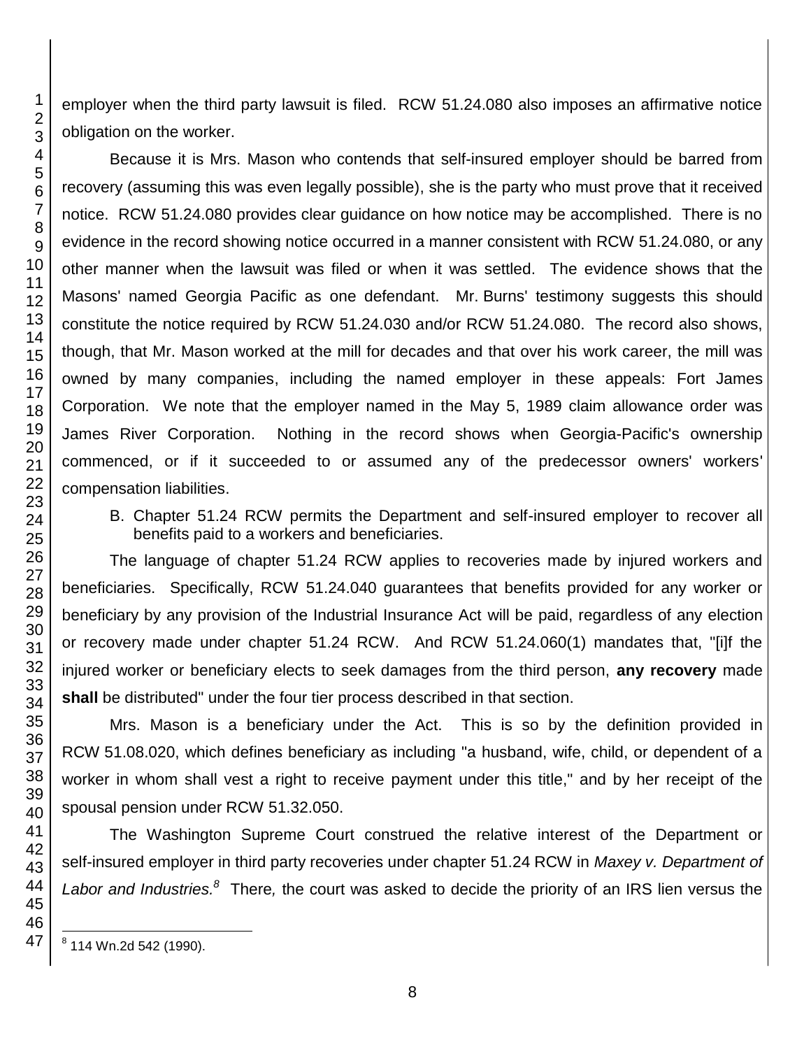employer when the third party lawsuit is filed. RCW 51.24.080 also imposes an affirmative notice obligation on the worker.

Because it is Mrs. Mason who contends that self-insured employer should be barred from recovery (assuming this was even legally possible), she is the party who must prove that it received notice. RCW 51.24.080 provides clear guidance on how notice may be accomplished. There is no evidence in the record showing notice occurred in a manner consistent with RCW 51.24.080, or any other manner when the lawsuit was filed or when it was settled. The evidence shows that the Masons' named Georgia Pacific as one defendant. Mr. Burns' testimony suggests this should constitute the notice required by RCW 51.24.030 and/or RCW 51.24.080. The record also shows, though, that Mr. Mason worked at the mill for decades and that over his work career, the mill was owned by many companies, including the named employer in these appeals: Fort James Corporation. We note that the employer named in the May 5, 1989 claim allowance order was James River Corporation. Nothing in the record shows when Georgia-Pacific's ownership commenced, or if it succeeded to or assumed any of the predecessor owners' workers' compensation liabilities.

B. Chapter 51.24 RCW permits the Department and self-insured employer to recover all benefits paid to a workers and beneficiaries.

The language of chapter 51.24 RCW applies to recoveries made by injured workers and beneficiaries. Specifically, RCW 51.24.040 guarantees that benefits provided for any worker or beneficiary by any provision of the Industrial Insurance Act will be paid, regardless of any election or recovery made under chapter 51.24 RCW. And RCW 51.24.060(1) mandates that, "[i]f the injured worker or beneficiary elects to seek damages from the third person, **any recovery** made **shall** be distributed" under the four tier process described in that section.

Mrs. Mason is a beneficiary under the Act. This is so by the definition provided in RCW 51.08.020, which defines beneficiary as including "a husband, wife, child, or dependent of a worker in whom shall vest a right to receive payment under this title," and by her receipt of the spousal pension under RCW 51.32.050.

The Washington Supreme Court construed the relative interest of the Department or self-insured employer in third party recoveries under chapter 51.24 RCW in *Maxey v. Department of Labor and Industries.*[8] There*,* the court was asked to decide the priority of an IRS lien versus the

[8] 114 Wn.2d 542 (1990).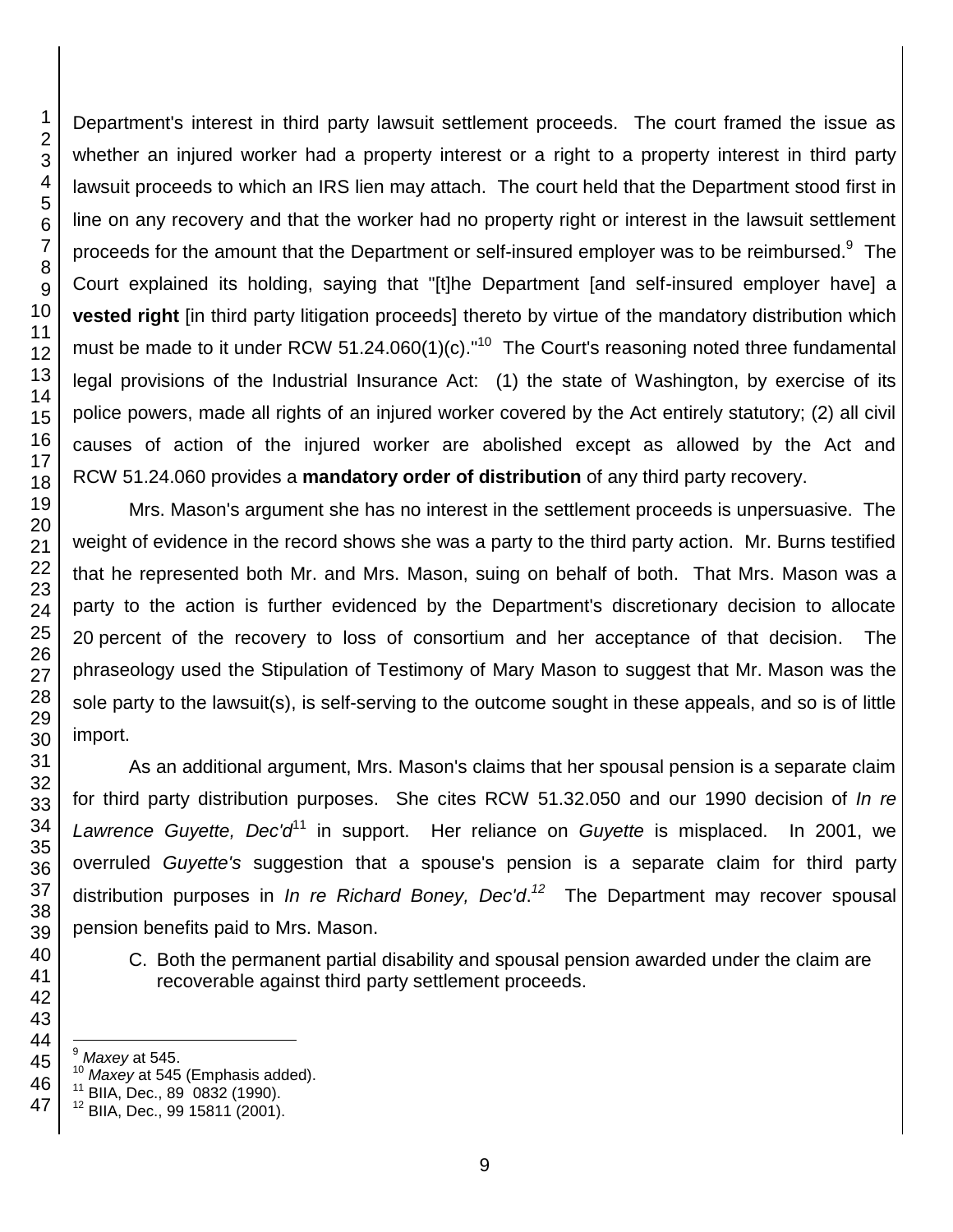Department's interest in third party lawsuit settlement proceeds. The court framed the issue as whether an injured worker had a property interest or a right to a property interest in third party lawsuit proceeds to which an IRS lien may attach. The court held that the Department stood first in line on any recovery and that the worker had no property right or interest in the lawsuit settlement proceeds for the amount that the Department or self-insured employer was to be reimbursed.[9] The Court explained its holding, saying that "[t]he Department [and self-insured employer have] a **vested right** [in third party litigation proceeds] thereto by virtue of the mandatory distribution which must be made to it under RCW 51.24.060(1)(c)."[10] The Court's reasoning noted three fundamental legal provisions of the Industrial Insurance Act: (1) the state of Washington, by exercise of its police powers, made all rights of an injured worker covered by the Act entirely statutory; (2) all civil causes of action of the injured worker are abolished except as allowed by the Act and RCW 51.24.060 provides a **mandatory order of distribution** of any third party recovery.

Mrs. Mason's argument she has no interest in the settlement proceeds is unpersuasive. The weight of evidence in the record shows she was a party to the third party action. Mr. Burns testified that he represented both Mr. and Mrs. Mason, suing on behalf of both. That Mrs. Mason was a party to the action is further evidenced by the Department's discretionary decision to allocate 20 percent of the recovery to loss of consortium and her acceptance of that decision. The phraseology used the Stipulation of Testimony of Mary Mason to suggest that Mr. Mason was the sole party to the lawsuit(s), is self-serving to the outcome sought in these appeals, and so is of little import.

As an additional argument, Mrs. Mason's claims that her spousal pension is a separate claim for third party distribution purposes. She cites RCW 51.32.050 and our 1990 decision of *In re Lawrence Guyette, Dec'd*[11] in support. Her reliance on *Guyette* is misplaced. In 2001, we overruled *Guyette's* suggestion that a spouse's pension is a separate claim for third party distribution purposes in *In re Richard Boney, Dec'd*.[12] The Department may recover spousal pension benefits paid to Mrs. Mason.

C. Both the permanent partial disability and spousal pension awarded under the claim are recoverable against third party settlement proceeds.

---

[9] *Maxey* at 545.
[10] *Maxey* at 545 (Emphasis added).
[11] BIIA, Dec., 89 0832 (1990).
[12] BIIA, Dec., 99 15811 (2001).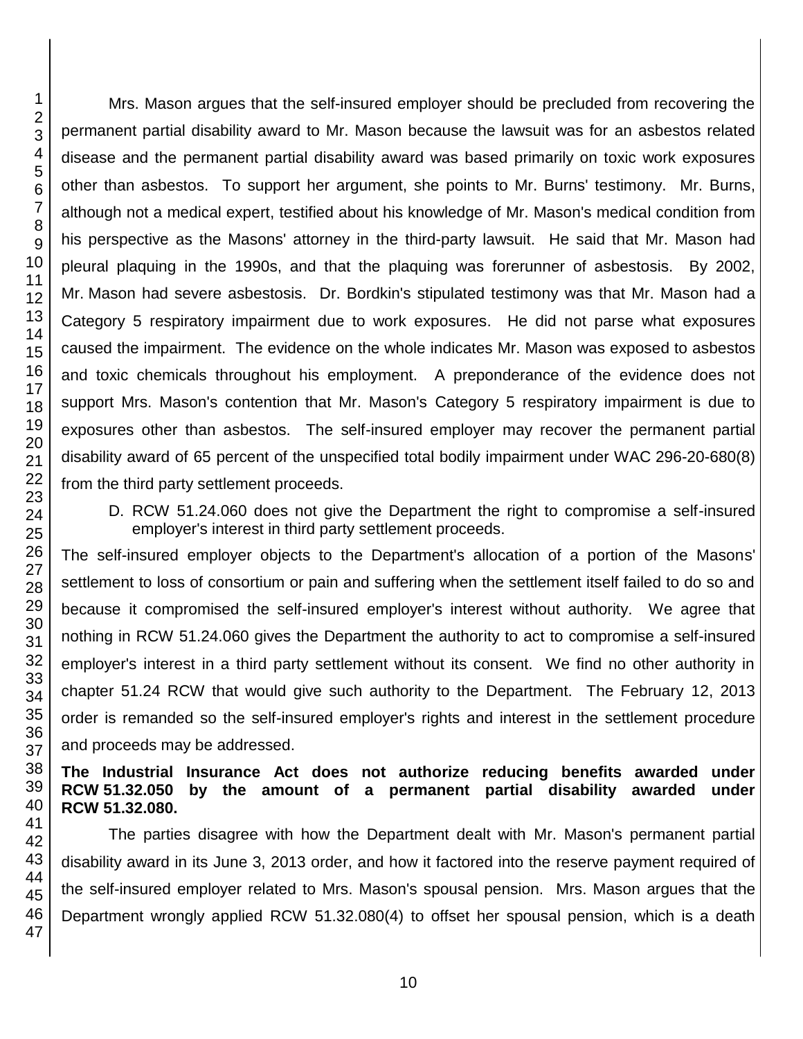Mrs. Mason argues that the self-insured employer should be precluded from recovering the permanent partial disability award to Mr. Mason because the lawsuit was for an asbestos related disease and the permanent partial disability award was based primarily on toxic work exposures other than asbestos. To support her argument, she points to Mr. Burns' testimony. Mr. Burns, although not a medical expert, testified about his knowledge of Mr. Mason's medical condition from his perspective as the Masons' attorney in the third-party lawsuit. He said that Mr. Mason had pleural plaquing in the 1990s, and that the plaquing was forerunner of asbestosis. By 2002, Mr. Mason had severe asbestosis. Dr. Bordkin's stipulated testimony was that Mr. Mason had a Category 5 respiratory impairment due to work exposures. He did not parse what exposures caused the impairment. The evidence on the whole indicates Mr. Mason was exposed to asbestos and toxic chemicals throughout his employment. A preponderance of the evidence does not support Mrs. Mason's contention that Mr. Mason's Category 5 respiratory impairment is due to exposures other than asbestos. The self-insured employer may recover the permanent partial disability award of 65 percent of the unspecified total bodily impairment under WAC 296-20-680(8) from the third party settlement proceeds.

D. RCW 51.24.060 does not give the Department the right to compromise a self-insured employer's interest in third party settlement proceeds.

The self-insured employer objects to the Department's allocation of a portion of the Masons' settlement to loss of consortium or pain and suffering when the settlement itself failed to do so and because it compromised the self-insured employer's interest without authority. We agree that nothing in RCW 51.24.060 gives the Department the authority to act to compromise a self-insured employer's interest in a third party settlement without its consent. We find no other authority in chapter 51.24 RCW that would give such authority to the Department. The February 12, 2013 order is remanded so the self-insured employer's rights and interest in the settlement procedure and proceeds may be addressed.

**The Industrial Insurance Act does not authorize reducing benefits awarded under RCW 51.32.050 by the amount of a permanent partial disability awarded under RCW 51.32.080.**

The parties disagree with how the Department dealt with Mr. Mason's permanent partial disability award in its June 3, 2013 order, and how it factored into the reserve payment required of the self-insured employer related to Mrs. Mason's spousal pension. Mrs. Mason argues that the Department wrongly applied RCW 51.32.080(4) to offset her spousal pension, which is a death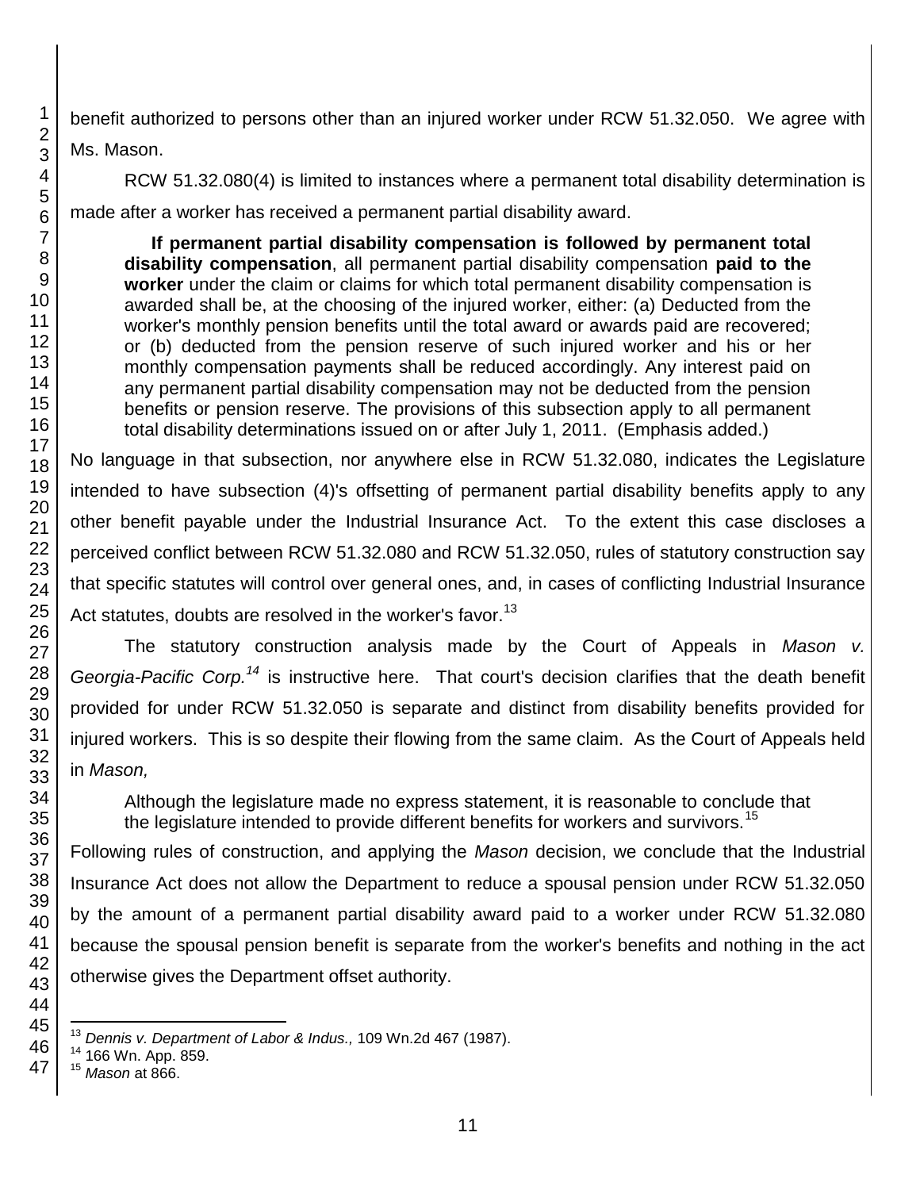benefit authorized to persons other than an injured worker under RCW 51.32.050. We agree with Ms. Mason.

RCW 51.32.080(4) is limited to instances where a permanent total disability determination is made after a worker has received a permanent partial disability award.

> **If permanent partial disability compensation is followed by permanent total disability compensation**, all permanent partial disability compensation **paid to the worker** under the claim or claims for which total permanent disability compensation is awarded shall be, at the choosing of the injured worker, either: (a) Deducted from the worker's monthly pension benefits until the total award or awards paid are recovered; or (b) deducted from the pension reserve of such injured worker and his or her monthly compensation payments shall be reduced accordingly. Any interest paid on any permanent partial disability compensation may not be deducted from the pension benefits or pension reserve. The provisions of this subsection apply to all permanent total disability determinations issued on or after July 1, 2011. (Emphasis added.)

No language in that subsection, nor anywhere else in RCW 51.32.080, indicates the Legislature intended to have subsection (4)'s offsetting of permanent partial disability benefits apply to any other benefit payable under the Industrial Insurance Act. To the extent this case discloses a perceived conflict between RCW 51.32.080 and RCW 51.32.050, rules of statutory construction say that specific statutes will control over general ones, and, in cases of conflicting Industrial Insurance Act statutes, doubts are resolved in the worker's favor.[13]

The statutory construction analysis made by the Court of Appeals in *Mason v. Georgia-Pacific Corp.*[14] is instructive here. That court's decision clarifies that the death benefit provided for under RCW 51.32.050 is separate and distinct from disability benefits provided for injured workers. This is so despite their flowing from the same claim. As the Court of Appeals held in *Mason,*

> Although the legislature made no express statement, it is reasonable to conclude that the legislature intended to provide different benefits for workers and survivors.[15]

Following rules of construction, and applying the *Mason* decision, we conclude that the Industrial Insurance Act does not allow the Department to reduce a spousal pension under RCW 51.32.050 by the amount of a permanent partial disability award paid to a worker under RCW 51.32.080 because the spousal pension benefit is separate from the worker's benefits and nothing in the act otherwise gives the Department offset authority.

---

[13] *Dennis v. Department of Labor & Indus.,* 109 Wn.2d 467 (1987).

[14] 166 Wn. App. 859.

[15] *Mason* at 866.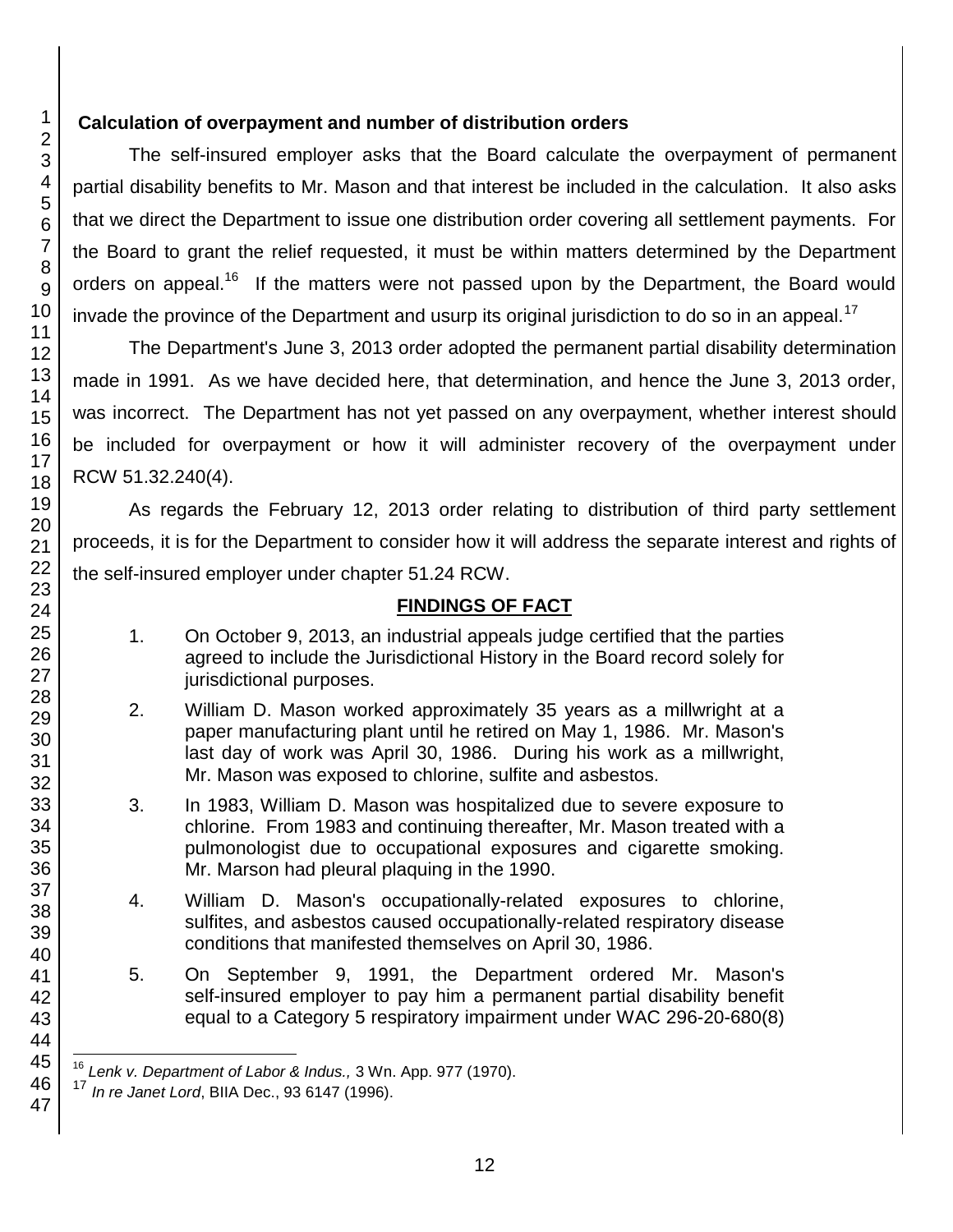**Calculation of overpayment and number of distribution orders**

The self-insured employer asks that the Board calculate the overpayment of permanent partial disability benefits to Mr. Mason and that interest be included in the calculation. It also asks that we direct the Department to issue one distribution order covering all settlement payments. For the Board to grant the relief requested, it must be within matters determined by the Department orders on appeal.[16] If the matters were not passed upon by the Department, the Board would invade the province of the Department and usurp its original jurisdiction to do so in an appeal.[17]

The Department's June 3, 2013 order adopted the permanent partial disability determination made in 1991. As we have decided here, that determination, and hence the June 3, 2013 order, was incorrect. The Department has not yet passed on any overpayment, whether interest should be included for overpayment or how it will administer recovery of the overpayment under RCW 51.32.240(4).

As regards the February 12, 2013 order relating to distribution of third party settlement proceeds, it is for the Department to consider how it will address the separate interest and rights of the self-insured employer under chapter 51.24 RCW.

## FINDINGS OF FACT

1. On October 9, 2013, an industrial appeals judge certified that the parties agreed to include the Jurisdictional History in the Board record solely for jurisdictional purposes.

2. William D. Mason worked approximately 35 years as a millwright at a paper manufacturing plant until he retired on May 1, 1986. Mr. Mason's last day of work was April 30, 1986. During his work as a millwright, Mr. Mason was exposed to chlorine, sulfite and asbestos.

3. In 1983, William D. Mason was hospitalized due to severe exposure to chlorine. From 1983 and continuing thereafter, Mr. Mason treated with a pulmonologist due to occupational exposures and cigarette smoking. Mr. Marson had pleural plaquing in the 1990.

4. William D. Mason's occupationally-related exposures to chlorine, sulfites, and asbestos caused occupationally-related respiratory disease conditions that manifested themselves on April 30, 1986.

5. On September 9, 1991, the Department ordered Mr. Mason's self-insured employer to pay him a permanent partial disability benefit equal to a Category 5 respiratory impairment under WAC 296-20-680(8)

---

[16] *Lenk v. Department of Labor & Indus.,* 3 Wn. App. 977 (1970).

[17] *In re Janet Lord*, BIIA Dec., 93 6147 (1996).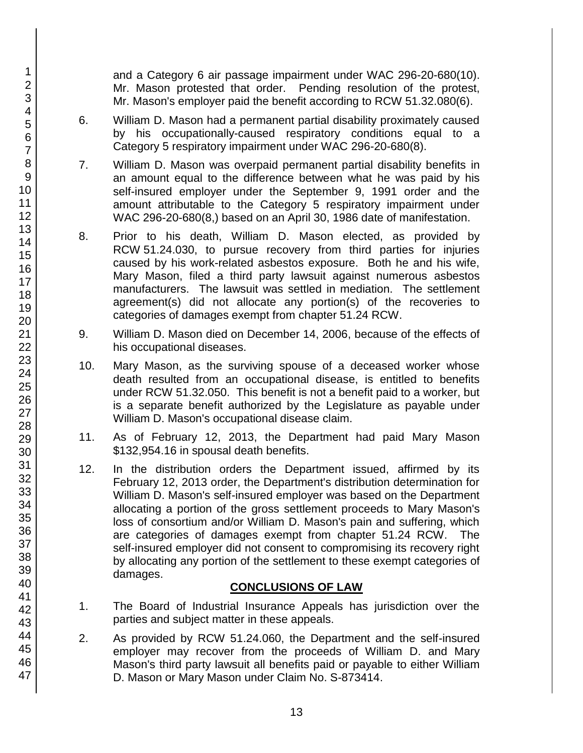and a Category 6 air passage impairment under WAC 296-20-680(10). Mr. Mason protested that order. Pending resolution of the protest, Mr. Mason's employer paid the benefit according to RCW 51.32.080(6).

6. William D. Mason had a permanent partial disability proximately caused by his occupationally-caused respiratory conditions equal to a Category 5 respiratory impairment under WAC 296-20-680(8).

7. William D. Mason was overpaid permanent partial disability benefits in an amount equal to the difference between what he was paid by his self-insured employer under the September 9, 1991 order and the amount attributable to the Category 5 respiratory impairment under WAC 296-20-680(8,) based on an April 30, 1986 date of manifestation.

8. Prior to his death, William D. Mason elected, as provided by RCW 51.24.030, to pursue recovery from third parties for injuries caused by his work-related asbestos exposure. Both he and his wife, Mary Mason, filed a third party lawsuit against numerous asbestos manufacturers. The lawsuit was settled in mediation. The settlement agreement(s) did not allocate any portion(s) of the recoveries to categories of damages exempt from chapter 51.24 RCW.

9. William D. Mason died on December 14, 2006, because of the effects of his occupational diseases.

10. Mary Mason, as the surviving spouse of a deceased worker whose death resulted from an occupational disease, is entitled to benefits under RCW 51.32.050. This benefit is not a benefit paid to a worker, but is a separate benefit authorized by the Legislature as payable under William D. Mason's occupational disease claim.

11. As of February 12, 2013, the Department had paid Mary Mason $132,954.16 in spousal death benefits.

12. In the distribution orders the Department issued, affirmed by its February 12, 2013 order, the Department's distribution determination for William D. Mason's self-insured employer was based on the Department allocating a portion of the gross settlement proceeds to Mary Mason's loss of consortium and/or William D. Mason's pain and suffering, which are categories of damages exempt from chapter 51.24 RCW. The self-insured employer did not consent to compromising its recovery right by allocating any portion of the settlement to these exempt categories of damages.

## CONCLUSIONS OF LAW

1. The Board of Industrial Insurance Appeals has jurisdiction over the parties and subject matter in these appeals.

2. As provided by RCW 51.24.060, the Department and the self-insured employer may recover from the proceeds of William D. and Mary Mason's third party lawsuit all benefits paid or payable to either William D. Mason or Mary Mason under Claim No. S-873414.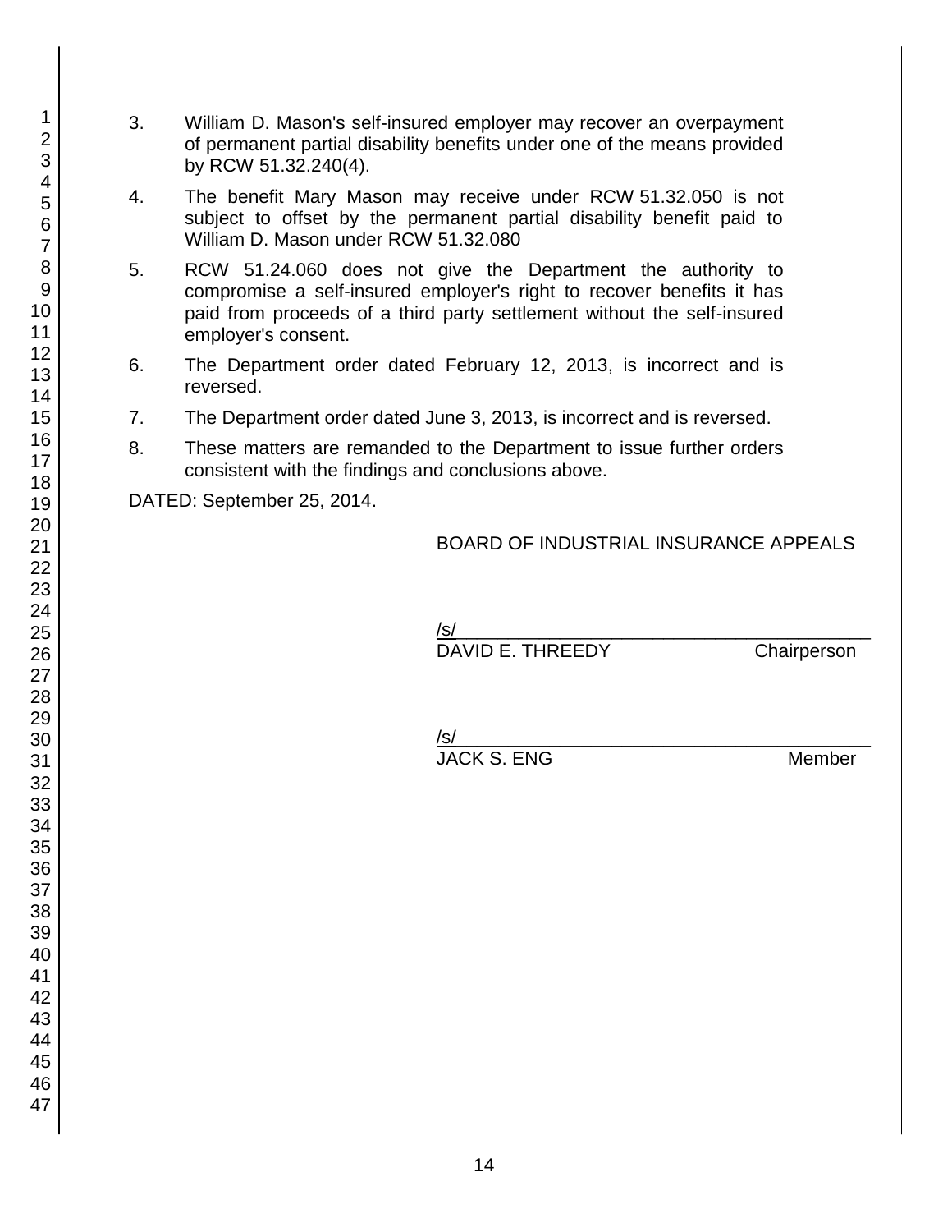3. William D. Mason's self-insured employer may recover an overpayment of permanent partial disability benefits under one of the means provided by RCW 51.32.240(4).

4. The benefit Mary Mason may receive under RCW 51.32.050 is not subject to offset by the permanent partial disability benefit paid to William D. Mason under RCW 51.32.080

5. RCW 51.24.060 does not give the Department the authority to compromise a self-insured employer's right to recover benefits it has paid from proceeds of a third party settlement without the self-insured employer's consent.

6. The Department order dated February 12, 2013, is incorrect and is reversed.

7. The Department order dated June 3, 2013, is incorrect and is reversed.

8. These matters are remanded to the Department to issue further orders consistent with the findings and conclusions above.

DATED: September 25, 2014.

BOARD OF INDUSTRIAL INSURANCE APPEALS

/s/
DAVID E. THREEDY Chairperson

/s/
JACK S. ENG Member